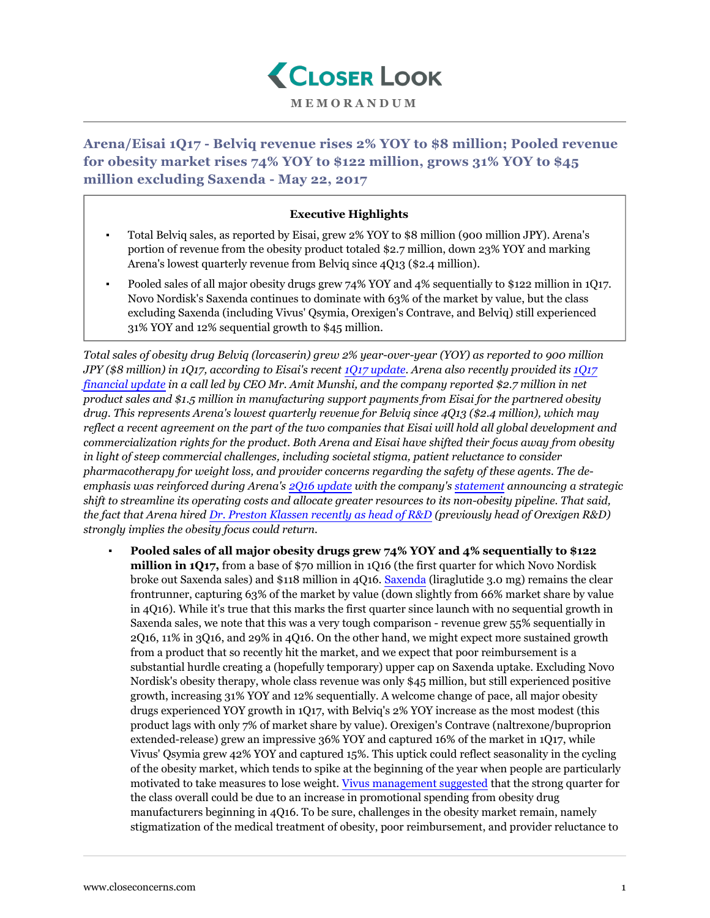# Closer Look

MEMORANDUM

## Arena/Eisai 1Q17 - Belviq revenue rises 2% YOY to $8 million; Pooled revenue for obesity market rises 74% YOY to $122 million, grows 31% YOY to $45 million excluding Saxenda - May 22, 2017

**Executive Highlights**

- Total Belviq sales, as reported by Eisai, grew 2% YOY to $8 million (900 million JPY). Arena's portion of revenue from the obesity product totaled $2.7 million, down 23% YOY and marking Arena's lowest quarterly revenue from Belviq since 4Q13 ($2.4 million).
- Pooled sales of all major obesity drugs grew 74% YOY and 4% sequentially to $122 million in 1Q17. Novo Nordisk's Saxenda continues to dominate with 63% of the market by value, but the class excluding Saxenda (including Vivus' Qsymia, Orexigen's Contrave, and Belviq) still experienced 31% YOY and 12% sequential growth to $45 million.

*Total sales of obesity drug Belviq (lorcaserin) grew 2% year-over-year (YOY) as reported to 900 million JPY ($8 million) in 1Q17, according to Eisai's recent 1Q17 update. Arena also recently provided its 1Q17 financial update in a call led by CEO Mr. Amit Munshi, and the company reported $2.7 million in net product sales and $1.5 million in manufacturing support payments from Eisai for the partnered obesity drug. This represents Arena's lowest quarterly revenue for Belviq since 4Q13 ($2.4 million), which may reflect a recent agreement on the part of the two companies that Eisai will hold all global development and commercialization rights for the product. Both Arena and Eisai have shifted their focus away from obesity in light of steep commercial challenges, including societal stigma, patient reluctance to consider pharmacotherapy for weight loss, and provider concerns regarding the safety of these agents. The de-emphasis was reinforced during Arena's 2Q16 update with the company's statement announcing a strategic shift to streamline its operating costs and allocate greater resources to its non-obesity pipeline. That said, the fact that Arena hired Dr. Preston Klassen recently as head of R&D (previously head of Orexigen R&D) strongly implies the obesity focus could return.*

- **Pooled sales of all major obesity drugs grew 74% YOY and 4% sequentially to $122 million in 1Q17,** from a base of $70 million in 1Q16 (the first quarter for which Novo Nordisk broke out Saxenda sales) and $118 million in 4Q16. Saxenda (liraglutide 3.0 mg) remains the clear frontrunner, capturing 63% of the market by value (down slightly from 66% market share by value in 4Q16). While it's true that this marks the first quarter since launch with no sequential growth in Saxenda sales, we note that this was a very tough comparison - revenue grew 55% sequentially in 2Q16, 11% in 3Q16, and 29% in 4Q16. On the other hand, we might expect more sustained growth from a product that so recently hit the market, and we expect that poor reimbursement is a substantial hurdle creating a (hopefully temporary) upper cap on Saxenda uptake. Excluding Novo Nordisk's obesity therapy, whole class revenue was only $45 million, but still experienced positive growth, increasing 31% YOY and 12% sequentially. A welcome change of pace, all major obesity drugs experienced YOY growth in 1Q17, with Belviq's 2% YOY increase as the most modest (this product lags with only 7% of market share by value). Orexigen's Contrave (naltrexone/buproprion extended-release) grew an impressive 36% YOY and captured 16% of the market in 1Q17, while Vivus' Qsymia grew 42% YOY and captured 15%. This uptick could reflect seasonality in the cycling of the obesity market, which tends to spike at the beginning of the year when people are particularly motivated to take measures to lose weight. Vivus management suggested that the strong quarter for the class overall could be due to an increase in promotional spending from obesity drug manufacturers beginning in 4Q16. To be sure, challenges in the obesity market remain, namely stigmatization of the medical treatment of obesity, poor reimbursement, and provider reluctance to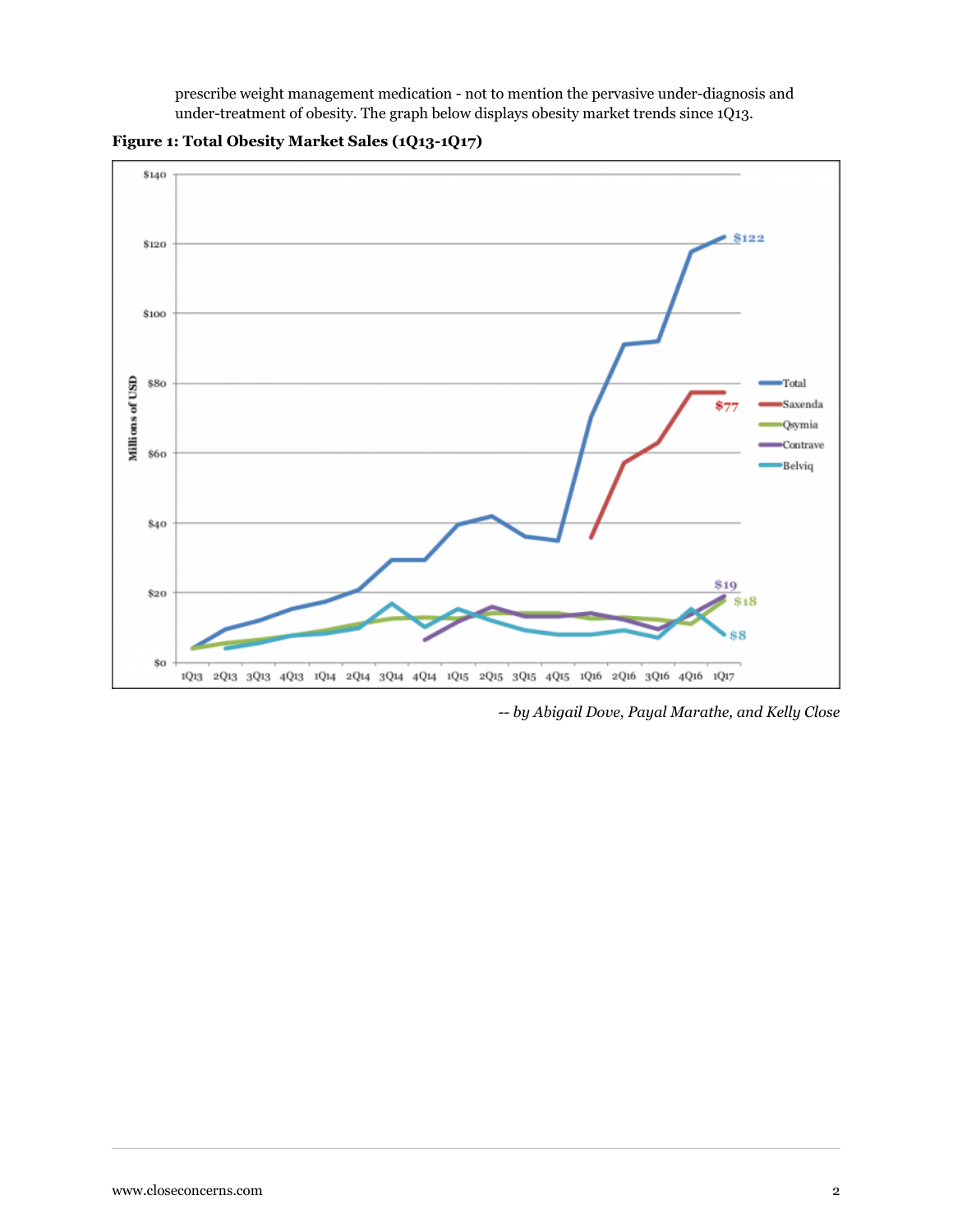prescribe weight management medication - not to mention the pervasive under-diagnosis and under-treatment of obesity. The graph below displays obesity market trends since 1Q13.

**Figure 1: Total Obesity Market Sales (1Q13-1Q17)**

$140
$120
$100
$80
$60
$40
$20
$0

Millions of USD

1Q13 2Q13 3Q13 4Q13 1Q14 2Q14 3Q14 4Q14 1Q15 2Q15 3Q15 4Q15 1Q16 2Q16 3Q16 4Q16 1Q17

$122
$77
$19
$18
$8

Total
Saxenda
Qsymia
Contrave
Belviq

*-- by Abigail Dove, Payal Marathe, and Kelly Close*